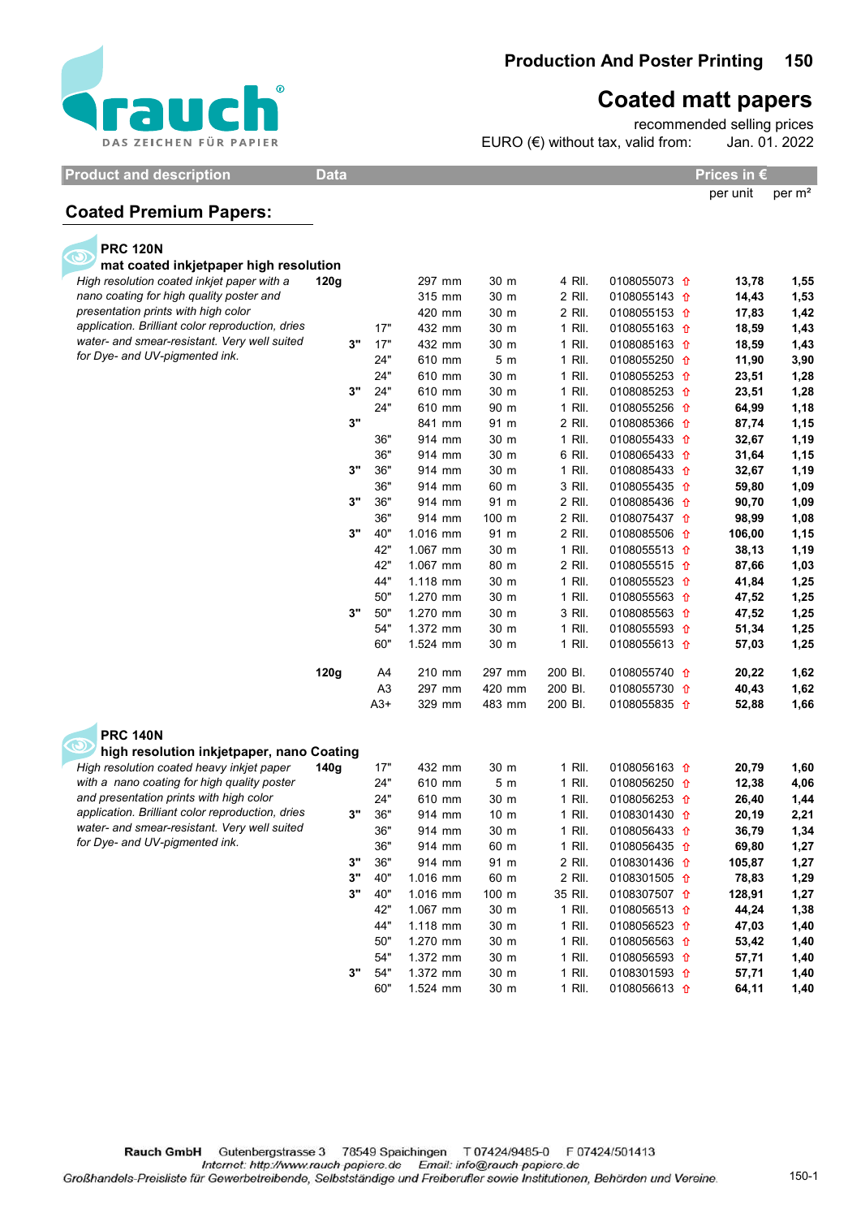# Production And Poster Printing

## Coated matt papers

recommended selling prices
EURO (€) without tax, valid from: Jan. 01. 2022

| Product and description | Data | | | | | | | Prices in € per unit | per m² |
|---|---|---|---|---|---|---|---|---|---|

### Coated Premium Papers:

**PRC 120N**
**mat coated inkjetpaper high resolution**

*High resolution coated inkjet paper with a nano coating for high quality poster and presentation prints with high color application. Brilliant color reproduction, dries water- and smear-resistant. Very well suited for Dye- and UV-pigmented ink.*

| Weight | Core | Width (inch) | Width | Length | Pack | Article no. | per unit | per m² |
|---|---|---|---|---|---|---|---|---|
| 120g | | | 297 mm | 30 m | 4 Rll. | 0108055073 ⇧ | 13,78 | 1,55 |
| | | | 315 mm | 30 m | 2 Rll. | 0108055143 ⇧ | 14,43 | 1,53 |
| | | | 420 mm | 30 m | 2 Rll. | 0108055153 ⇧ | 17,83 | 1,42 |
| | | 17" | 432 mm | 30 m | 1 Rll. | 0108055163 ⇧ | 18,59 | 1,43 |
| | 3" | 17" | 432 mm | 30 m | 1 Rll. | 0108085163 ⇧ | 18,59 | 1,43 |
| | | 24" | 610 mm | 5 m | 1 Rll. | 0108055250 ⇧ | 11,90 | 3,90 |
| | | 24" | 610 mm | 30 m | 1 Rll. | 0108055253 ⇧ | 23,51 | 1,28 |
| | 3" | 24" | 610 mm | 30 m | 1 Rll. | 0108085253 ⇧ | 23,51 | 1,28 |
| | | 24" | 610 mm | 90 m | 1 Rll. | 0108055256 ⇧ | 64,99 | 1,18 |
| | 3" | | 841 mm | 91 m | 2 Rll. | 0108085366 ⇧ | 87,74 | 1,15 |
| | | 36" | 914 mm | 30 m | 1 Rll. | 0108055433 ⇧ | 32,67 | 1,19 |
| | | 36" | 914 mm | 30 m | 6 Rll. | 0108065433 ⇧ | 31,64 | 1,15 |
| | 3" | 36" | 914 mm | 30 m | 1 Rll. | 0108085433 ⇧ | 32,67 | 1,19 |
| | | 36" | 914 mm | 60 m | 3 Rll. | 0108055435 ⇧ | 59,80 | 1,09 |
| | 3" | 36" | 914 mm | 91 m | 2 Rll. | 0108085436 ⇧ | 90,70 | 1,09 |
| | | 36" | 914 mm | 100 m | 2 Rll. | 0108075437 ⇧ | 98,99 | 1,08 |
| | 3" | 40" | 1.016 mm | 91 m | 2 Rll. | 0108085506 ⇧ | 106,00 | 1,15 |
| | | 42" | 1.067 mm | 30 m | 1 Rll. | 0108055513 ⇧ | 38,13 | 1,19 |
| | | 42" | 1.067 mm | 80 m | 2 Rll. | 0108055515 ⇧ | 87,66 | 1,03 |
| | | 44" | 1.118 mm | 30 m | 1 Rll. | 0108055523 ⇧ | 41,84 | 1,25 |
| | | 50" | 1.270 mm | 30 m | 1 Rll. | 0108055563 ⇧ | 47,52 | 1,25 |
| | 3" | 50" | 1.270 mm | 30 m | 3 Rll. | 0108085563 ⇧ | 47,52 | 1,25 |
| | | 54" | 1.372 mm | 30 m | 1 Rll. | 0108055593 ⇧ | 51,34 | 1,25 |
| | | 60" | 1.524 mm | 30 m | 1 Rll. | 0108055613 ⇧ | 57,03 | 1,25 |
| 120g | | A4 | 210 mm | 297 mm | 200 Bl. | 0108055740 ⇧ | 20,22 | 1,62 |
| | | A3 | 297 mm | 420 mm | 200 Bl. | 0108055730 ⇧ | 40,43 | 1,62 |
| | | A3+ | 329 mm | 483 mm | 200 Bl. | 0108055835 ⇧ | 52,88 | 1,66 |

**PRC 140N**
**high resolution inkjetpaper, nano Coating**

*High resolution coated heavy inkjet paper with a nano coating for high quality poster and presentation prints with high color application. Brilliant color reproduction, dries water- and smear-resistant. Very well suited for Dye- and UV-pigmented ink.*

| Weight | Core | Width (inch) | Width | Length | Pack | Article no. | per unit | per m² |
|---|---|---|---|---|---|---|---|---|
| 140g | | 17" | 432 mm | 30 m | 1 Rll. | 0108056163 ⇧ | 20,79 | 1,60 |
| | | 24" | 610 mm | 5 m | 1 Rll. | 0108056250 ⇧ | 12,38 | 4,06 |
| | | 24" | 610 mm | 30 m | 1 Rll. | 0108056253 ⇧ | 26,40 | 1,44 |
| | 3" | 36" | 914 mm | 10 m | 1 Rll. | 0108301430 ⇧ | 20,19 | 2,21 |
| | | 36" | 914 mm | 30 m | 1 Rll. | 0108056433 ⇧ | 36,79 | 1,34 |
| | | 36" | 914 mm | 60 m | 1 Rll. | 0108056435 ⇧ | 69,80 | 1,27 |
| | 3" | 36" | 914 mm | 91 m | 2 Rll. | 0108301436 ⇧ | 105,87 | 1,27 |
| | 3" | 40" | 1.016 mm | 60 m | 2 Rll. | 0108301505 ⇧ | 78,83 | 1,29 |
| | 3" | 40" | 1.016 mm | 100 m | 35 Rll. | 0108307507 ⇧ | 128,91 | 1,27 |
| | | 42" | 1.067 mm | 30 m | 1 Rll. | 0108056513 ⇧ | 44,24 | 1,38 |
| | | 44" | 1.118 mm | 30 m | 1 Rll. | 0108056523 ⇧ | 47,03 | 1,40 |
| | | 50" | 1.270 mm | 30 m | 1 Rll. | 0108056563 ⇧ | 53,42 | 1,40 |
| | | 54" | 1.372 mm | 30 m | 1 Rll. | 0108056593 ⇧ | 57,71 | 1,40 |
| | 3" | 54" | 1.372 mm | 30 m | 1 Rll. | 0108301593 ⇧ | 57,71 | 1,40 |
| | | 60" | 1.524 mm | 30 m | 1 Rll. | 0108056613 ⇧ | 64,11 | 1,40 |

**Rauch GmbH** Gutenbergstrasse 3 78549 Spaichingen T 07424/9485-0 F 07424/501413
Internet: http://www.rauch papiere.de Email: info@rauch papiere.de
Großhandels-Preisliste für Gewerbetreibende, Selbstständige und Freiberufler sowie Institutionen, Behörden und Vereine.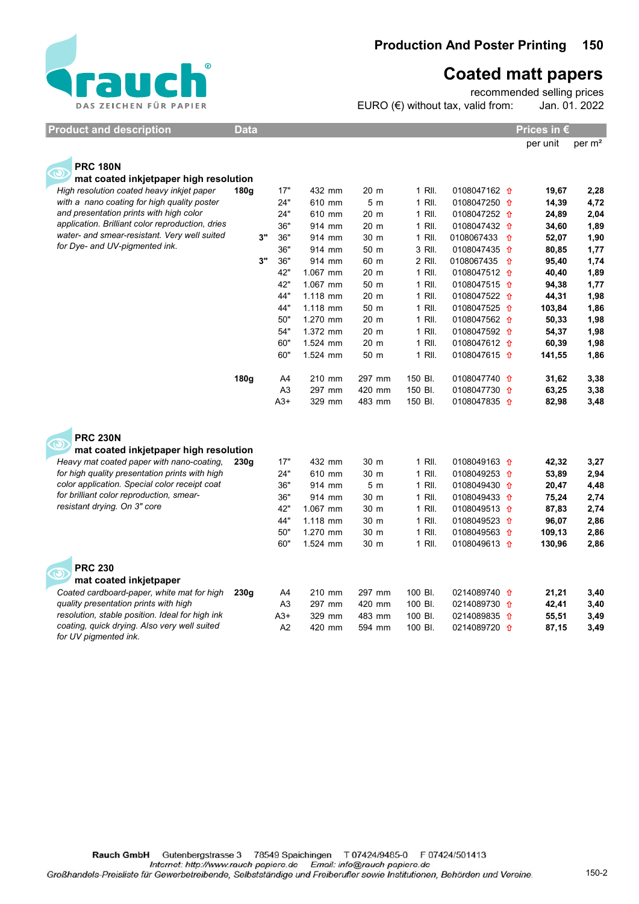# Coated matt papers

recommended selling prices
EURO (€) without tax, valid from: Jan. 01. 2022

| Product and description | Data | | | | | | | Prices in € per unit | per m² |
|---|---|---|---|---|---|---|---|---|---|
| **PRC 180N** **mat coated inkjetpaper high resolution** | | | | | | | | | |
| *High resolution coated heavy inkjet paper with a nano coating for high quality poster and presentation prints with high color application. Brilliant color reproduction, dries water- and smear-resistant. Very well suited for Dye- and UV-pigmented ink.* | **180g** | | 17" | 432 mm | 20 m | 1 Rll. | 0108047162 ⇧ | **19,67** | **2,28** |
| | | | 24" | 610 mm | 5 m | 1 Rll. | 0108047250 ⇧ | **14,39** | **4,72** |
| | | | 24" | 610 mm | 20 m | 1 Rll. | 0108047252 ⇧ | **24,89** | **2,04** |
| | | | 36" | 914 mm | 20 m | 1 Rll. | 0108047432 ⇧ | **34,60** | **1,89** |
| | | **3"** | 36" | 914 mm | 30 m | 1 Rll. | 0108067433 ⇧ | **52,07** | **1,90** |
| | | | 36" | 914 mm | 50 m | 3 Rll. | 0108047435 ⇧ | **80,85** | **1,77** |
| | | **3"** | 36" | 914 mm | 60 m | 2 Rll. | 0108067435 ⇧ | **95,40** | **1,74** |
| | | | 42" | 1.067 mm | 20 m | 1 Rll. | 0108047512 ⇧ | **40,40** | **1,89** |
| | | | 42" | 1.067 mm | 50 m | 1 Rll. | 0108047515 ⇧ | **94,38** | **1,77** |
| | | | 44" | 1.118 mm | 20 m | 1 Rll. | 0108047522 ⇧ | **44,31** | **1,98** |
| | | | 44" | 1.118 mm | 50 m | 1 Rll. | 0108047525 ⇧ | **103,84** | **1,86** |
| | | | 50" | 1.270 mm | 20 m | 1 Rll. | 0108047562 ⇧ | **50,33** | **1,98** |
| | | | 54" | 1.372 mm | 20 m | 1 Rll. | 0108047592 ⇧ | **54,37** | **1,98** |
| | | | 60" | 1.524 mm | 20 m | 1 Rll. | 0108047612 ⇧ | **60,39** | **1,98** |
| | | | 60" | 1.524 mm | 50 m | 1 Rll. | 0108047615 ⇧ | **141,55** | **1,86** |
| | **180g** | | A4 | 210 mm | 297 mm | 150 Bl. | 0108047740 ⇧ | **31,62** | **3,38** |
| | | | A3 | 297 mm | 420 mm | 150 Bl. | 0108047730 ⇧ | **63,25** | **3,38** |
| | | | A3+ | 329 mm | 483 mm | 150 Bl. | 0108047835 ⇧ | **82,98** | **3,48** |
| **PRC 230N** **mat coated inkjetpaper high resolution** | | | | | | | | | |
| *Heavy mat coated paper with nano-coating, for high quality presentation prints with high color application. Special color receipt coat for brilliant color reproduction, smear-resistant drying. On 3" core* | **230g** | | 17" | 432 mm | 30 m | 1 Rll. | 0108049163 ⇧ | **42,32** | **3,27** |
| | | | 24" | 610 mm | 30 m | 1 Rll. | 0108049253 ⇧ | **53,89** | **2,94** |
| | | | 36" | 914 mm | 5 m | 1 Rll. | 0108049430 ⇧ | **20,47** | **4,48** |
| | | | 36" | 914 mm | 30 m | 1 Rll. | 0108049433 ⇧ | **75,24** | **2,74** |
| | | | 42" | 1.067 mm | 30 m | 1 Rll. | 0108049513 ⇧ | **87,83** | **2,74** |
| | | | 44" | 1.118 mm | 30 m | 1 Rll. | 0108049523 ⇧ | **96,07** | **2,86** |
| | | | 50" | 1.270 mm | 30 m | 1 Rll. | 0108049563 ⇧ | **109,13** | **2,86** |
| | | | 60" | 1.524 mm | 30 m | 1 Rll. | 0108049613 ⇧ | **130,96** | **2,86** |
| **PRC 230** **mat coated inkjetpaper** | | | | | | | | | |
| *Coated cardboard-paper, white mat for high quality presentation prints with high resolution, stable position. Ideal for high ink coating, quick drying. Also very well suited for UV pigmented ink.* | **230g** | | A4 | 210 mm | 297 mm | 100 Bl. | 0214089740 ⇧ | **21,21** | **3,40** |
| | | | A3 | 297 mm | 420 mm | 100 Bl. | 0214089730 ⇧ | **42,41** | **3,40** |
| | | | A3+ | 329 mm | 483 mm | 100 Bl. | 0214089835 ⇧ | **55,51** | **3,49** |
| | | | A2 | 420 mm | 594 mm | 100 Bl. | 0214089720 ⇧ | **87,15** | **3,49** |

**Rauch GmbH** Gutenbergstrasse 3 78549 Spaichingen T 07424/9485-0 F 07424/501413
*Internet: http://www.rauch papiere.de Email: info@rauch papiere.de*
*Großhandels-Preisliste für Gewerbetreibende, Selbstständige und Freiberufler sowie Institutionen, Behörden und Vereine.*